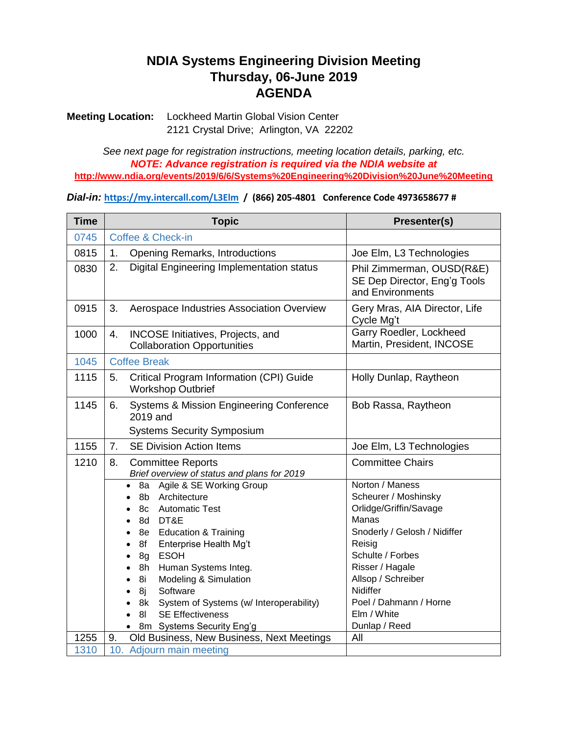# NDIA Systems Engineering Division Meeting
# Thursday, 06-June 2019
# AGENDA

**Meeting Location:** Lockheed Martin Global Vision Center
2121 Crystal Drive; Arlington, VA 22202

*See next page for registration instructions, meeting location details, parking, etc.*

***NOTE: Advance registration is required via the NDIA website at***
**http://www.ndia.org/events/2019/6/6/Systems%20Engineering%20Division%20June%20Meeting**

***Dial-in:*** **https://my.intercall.com/L3Elm / (866) 205-4801 Conference Code 4973658677 #**

| Time | Topic | Presenter(s) |
|---|---|---|
| 0745 | Coffee & Check-in | |
| 0815 | 1. Opening Remarks, Introductions | Joe Elm, L3 Technologies |
| 0830 | 2. Digital Engineering Implementation status | Phil Zimmerman, OUSD(R&E) SE Dep Director, Eng'g Tools and Environments |
| 0915 | 3. Aerospace Industries Association Overview | Gery Mras, AIA Director, Life Cycle Mg't |
| 1000 | 4. INCOSE Initiatives, Projects, and Collaboration Opportunities | Garry Roedler, Lockheed Martin, President, INCOSE |
| 1045 | Coffee Break | |
| 1115 | 5. Critical Program Information (CPI) Guide Workshop Outbrief | Holly Dunlap, Raytheon |
| 1145 | 6. Systems & Mission Engineering Conference 2019 and Systems Security Symposium | Bob Rassa, Raytheon |
| 1155 | 7. SE Division Action Items | Joe Elm, L3 Technologies |
| 1210 | 8. Committee Reports *Brief overview of status and plans for 2019* | Committee Chairs |
| | • 8a Agile & SE Working Group | Norton / Maness |
| | • 8b Architecture | Scheurer / Moshinsky |
| | • 8c Automatic Test | Orlidge/Griffin/Savage |
| | • 8d DT&E | Manas |
| | • 8e Education & Training | Snoderly / Gelosh / Nidiffer |
| | • 8f Enterprise Health Mg't | Reisig |
| | • 8g ESOH | Schulte / Forbes |
| | • 8h Human Systems Integ. | Risser / Hagale |
| | • 8i Modeling & Simulation | Allsop / Schreiber |
| | • 8j Software | Nidiffer |
| | • 8k System of Systems (w/ Interoperability) | Poel / Dahmann / Horne |
| | • 8l SE Effectiveness | Elm / White |
| | • 8m Systems Security Eng'g | Dunlap / Reed |
| 1255 | 9. Old Business, New Business, Next Meetings | All |
| 1310 | 10. Adjourn main meeting | |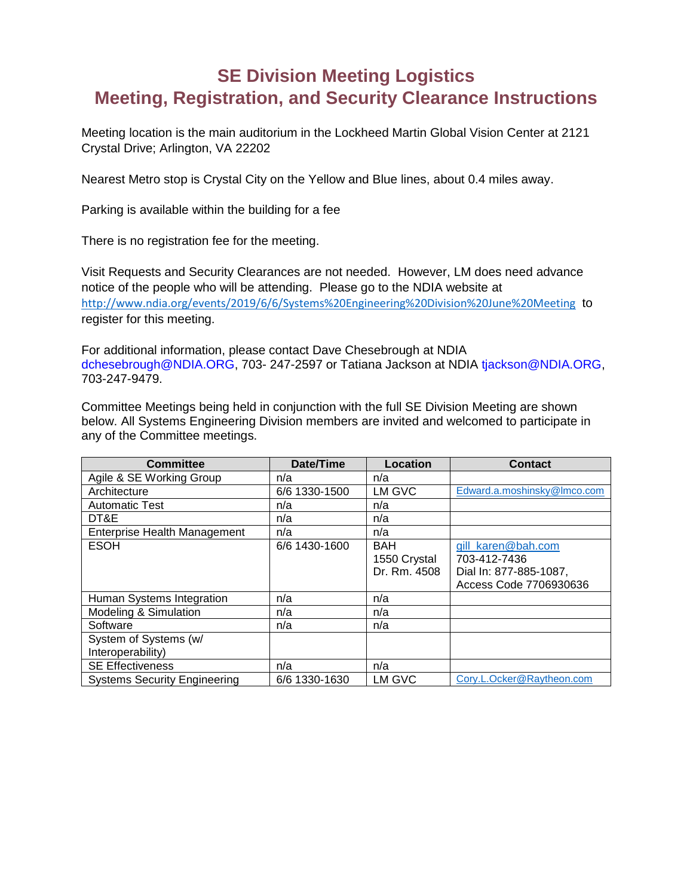# SE Division Meeting Logistics
# Meeting, Registration, and Security Clearance Instructions

Meeting location is the main auditorium in the Lockheed Martin Global Vision Center at 2121 Crystal Drive; Arlington, VA 22202

Nearest Metro stop is Crystal City on the Yellow and Blue lines, about 0.4 miles away.

Parking is available within the building for a fee

There is no registration fee for the meeting.

Visit Requests and Security Clearances are not needed. However, LM does need advance notice of the people who will be attending. Please go to the NDIA website at http://www.ndia.org/events/2019/6/6/Systems%20Engineering%20Division%20June%20Meeting to register for this meeting.

For additional information, please contact Dave Chesebrough at NDIA dchesebrough@NDIA.ORG, 703- 247-2597 or Tatiana Jackson at NDIA tjackson@NDIA.ORG, 703-247-9479.

Committee Meetings being held in conjunction with the full SE Division Meeting are shown below. All Systems Engineering Division members are invited and welcomed to participate in any of the Committee meetings.

| Committee | Date/Time | Location | Contact |
|---|---|---|---|
| Agile & SE Working Group | n/a | n/a | |
| Architecture | 6/6 1330-1500 | LM GVC | Edward.a.moshinsky@lmco.com |
| Automatic Test | n/a | n/a | |
| DT&E | n/a | n/a | |
| Enterprise Health Management | n/a | n/a | |
| ESOH | 6/6 1430-1600 | BAH 1550 Crystal Dr. Rm. 4508 | gill_karen@bah.com 703-412-7436 Dial In: 877-885-1087, Access Code 7706930636 |
| Human Systems Integration | n/a | n/a | |
| Modeling & Simulation | n/a | n/a | |
| Software | n/a | n/a | |
| System of Systems (w/ Interoperability) | | | |
| SE Effectiveness | n/a | n/a | |
| Systems Security Engineering | 6/6 1330-1630 | LM GVC | Cory.L.Ocker@Raytheon.com |